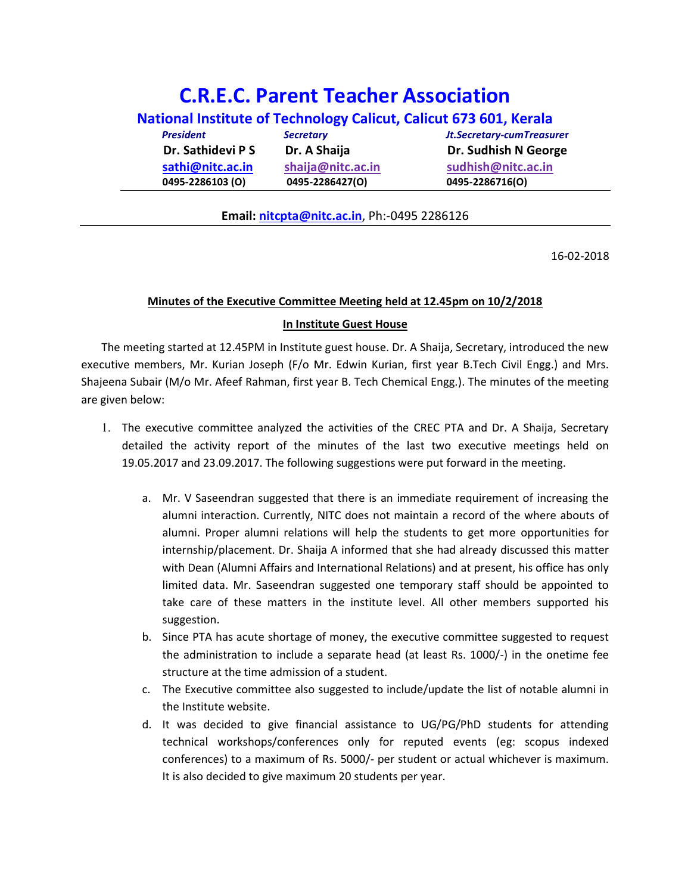# C.R.E.C. Parent Teacher Association

## National Institute of Technology Calicut, Calicut 673 601, Kerala

| *President* | *Secretary* | *Jt.Secretary-cumTreasurer* |
|---|---|---|
| **Dr. Sathidevi P S** | **Dr. A Shaija** | **Dr. Sudhish N George** |
| **sathi@nitc.ac.in** | **shaija@nitc.ac.in** | **sudhish@nitc.ac.in** |
| **0495-2286103 (O)** | **0495-2286427(O)** | **0495-2286716(O)** |

**Email: nitcpta@nitc.ac.in**, Ph:-0495 2286126

16-02-2018

**Minutes of the Executive Committee Meeting held at 12.45pm on 10/2/2018**

**In Institute Guest House**

The meeting started at 12.45PM in Institute guest house. Dr. A Shaija, Secretary, introduced the new executive members, Mr. Kurian Joseph (F/o Mr. Edwin Kurian, first year B.Tech Civil Engg.) and Mrs. Shajeena Subair (M/o Mr. Afeef Rahman, first year B. Tech Chemical Engg.). The minutes of the meeting are given below:

1. The executive committee analyzed the activities of the CREC PTA and Dr. A Shaija, Secretary detailed the activity report of the minutes of the last two executive meetings held on 19.05.2017 and 23.09.2017. The following suggestions were put forward in the meeting.

    a. Mr. V Saseendran suggested that there is an immediate requirement of increasing the alumni interaction. Currently, NITC does not maintain a record of the where abouts of alumni. Proper alumni relations will help the students to get more opportunities for internship/placement. Dr. Shaija A informed that she had already discussed this matter with Dean (Alumni Affairs and International Relations) and at present, his office has only limited data. Mr. Saseendran suggested one temporary staff should be appointed to take care of these matters in the institute level. All other members supported his suggestion.

    b. Since PTA has acute shortage of money, the executive committee suggested to request the administration to include a separate head (at least Rs. 1000/-) in the onetime fee structure at the time admission of a student.

    c. The Executive committee also suggested to include/update the list of notable alumni in the Institute website.

    d. It was decided to give financial assistance to UG/PG/PhD students for attending technical workshops/conferences only for reputed events (eg: scopus indexed conferences) to a maximum of Rs. 5000/- per student or actual whichever is maximum. It is also decided to give maximum 20 students per year.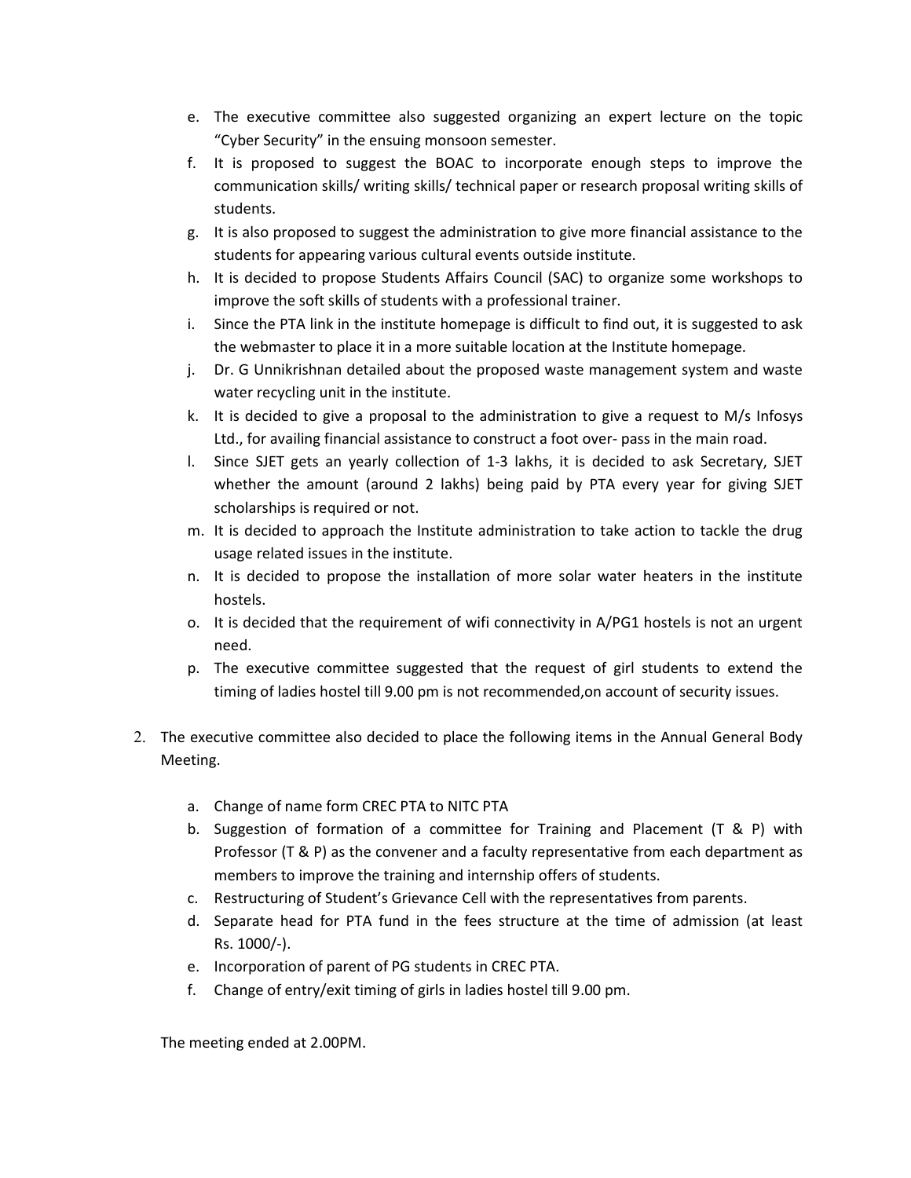e. The executive committee also suggested organizing an expert lecture on the topic "Cyber Security" in the ensuing monsoon semester.
f. It is proposed to suggest the BOAC to incorporate enough steps to improve the communication skills/ writing skills/ technical paper or research proposal writing skills of students.
g. It is also proposed to suggest the administration to give more financial assistance to the students for appearing various cultural events outside institute.
h. It is decided to propose Students Affairs Council (SAC) to organize some workshops to improve the soft skills of students with a professional trainer.
i. Since the PTA link in the institute homepage is difficult to find out, it is suggested to ask the webmaster to place it in a more suitable location at the Institute homepage.
j. Dr. G Unnikrishnan detailed about the proposed waste management system and waste water recycling unit in the institute.
k. It is decided to give a proposal to the administration to give a request to M/s Infosys Ltd., for availing financial assistance to construct a foot over- pass in the main road.
l. Since SJET gets an yearly collection of 1-3 lakhs, it is decided to ask Secretary, SJET whether the amount (around 2 lakhs) being paid by PTA every year for giving SJET scholarships is required or not.
m. It is decided to approach the Institute administration to take action to tackle the drug usage related issues in the institute.
n. It is decided to propose the installation of more solar water heaters in the institute hostels.
o. It is decided that the requirement of wifi connectivity in A/PG1 hostels is not an urgent need.
p. The executive committee suggested that the request of girl students to extend the timing of ladies hostel till 9.00 pm is not recommended,on account of security issues.

2. The executive committee also decided to place the following items in the Annual General Body Meeting.

   a. Change of name form CREC PTA to NITC PTA
   b. Suggestion of formation of a committee for Training and Placement (T & P) with Professor (T & P) as the convener and a faculty representative from each department as members to improve the training and internship offers of students.
   c. Restructuring of Student's Grievance Cell with the representatives from parents.
   d. Separate head for PTA fund in the fees structure at the time of admission (at least Rs. 1000/-).
   e. Incorporation of parent of PG students in CREC PTA.
   f. Change of entry/exit timing of girls in ladies hostel till 9.00 pm.

The meeting ended at 2.00PM.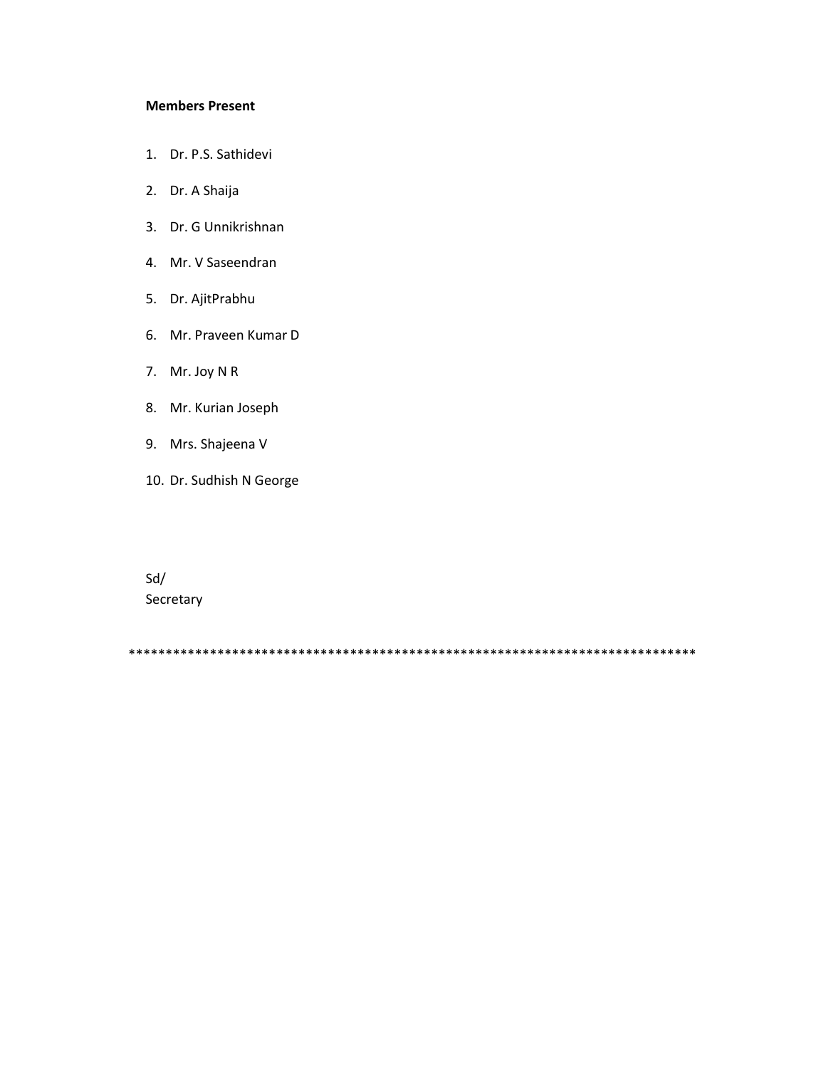**Members Present**

1. Dr. P.S. Sathidevi
2. Dr. A Shaija
3. Dr. G Unnikrishnan
4. Mr. V Saseendran
5. Dr. AjitPrabhu
6. Mr. Praveen Kumar D
7. Mr. Joy N R
8. Mr. Kurian Joseph
9. Mrs. Shajeena V
10. Dr. Sudhish N George

Sd/
Secretary

******************************************************************************